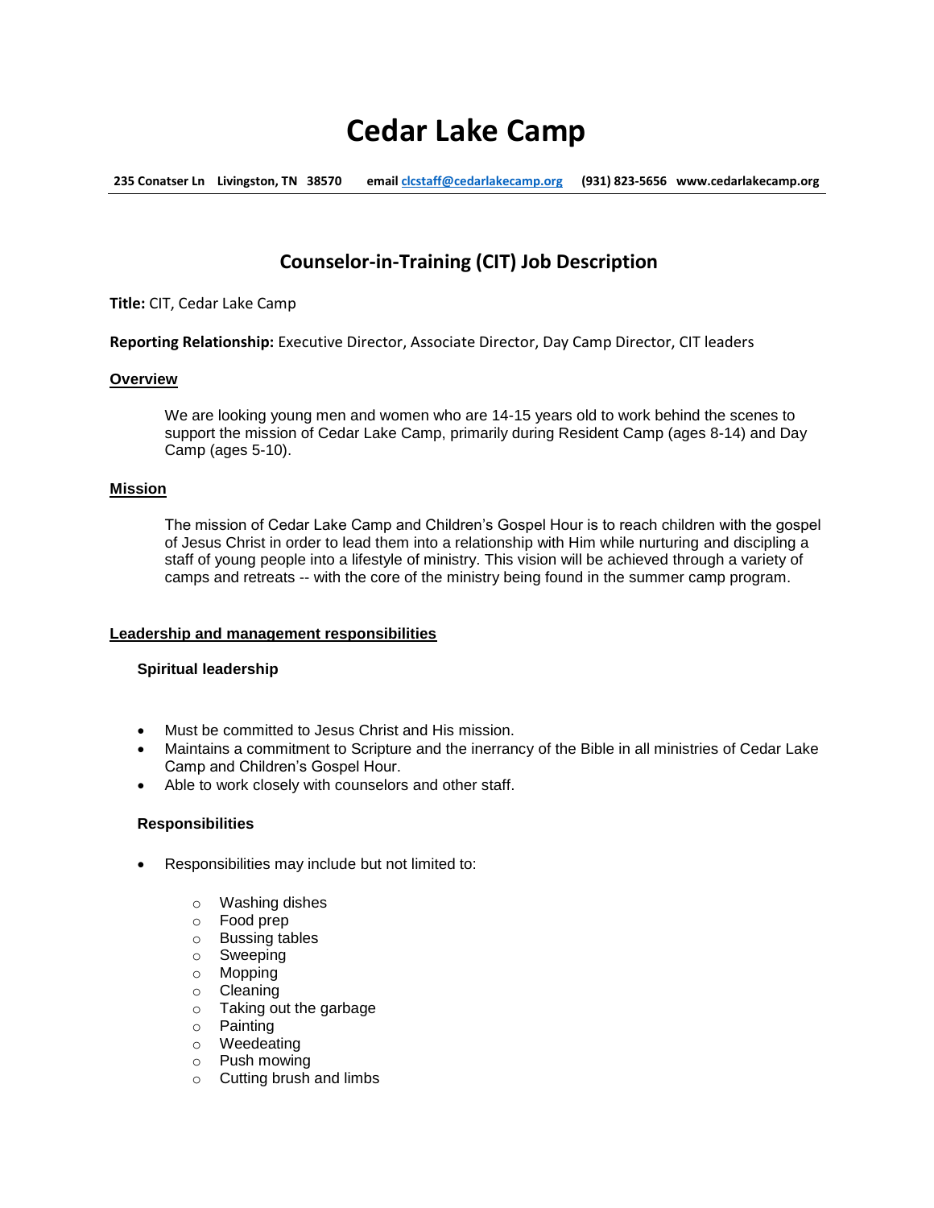# Cedar Lake Camp

**235 Conatser Ln Livingston, TN 38570 email clcstaff@cedarlakecamp.org (931) 823-5656 www.cedarlakecamp.org**

## Counselor-in-Training (CIT) Job Description

**Title:** CIT, Cedar Lake Camp

**Reporting Relationship:** Executive Director, Associate Director, Day Camp Director, CIT leaders

### Overview

We are looking young men and women who are 14-15 years old to work behind the scenes to support the mission of Cedar Lake Camp, primarily during Resident Camp (ages 8-14) and Day Camp (ages 5-10).

### Mission

The mission of Cedar Lake Camp and Children's Gospel Hour is to reach children with the gospel of Jesus Christ in order to lead them into a relationship with Him while nurturing and discipling a staff of young people into a lifestyle of ministry. This vision will be achieved through a variety of camps and retreats -- with the core of the ministry being found in the summer camp program.

### Leadership and management responsibilities

#### Spiritual leadership

- Must be committed to Jesus Christ and His mission.
- Maintains a commitment to Scripture and the inerrancy of the Bible in all ministries of Cedar Lake Camp and Children's Gospel Hour.
- Able to work closely with counselors and other staff.

#### Responsibilities

- Responsibilities may include but not limited to:
  - Washing dishes
  - Food prep
  - Bussing tables
  - Sweeping
  - Mopping
  - Cleaning
  - Taking out the garbage
  - Painting
  - Weedeating
  - Push mowing
  - Cutting brush and limbs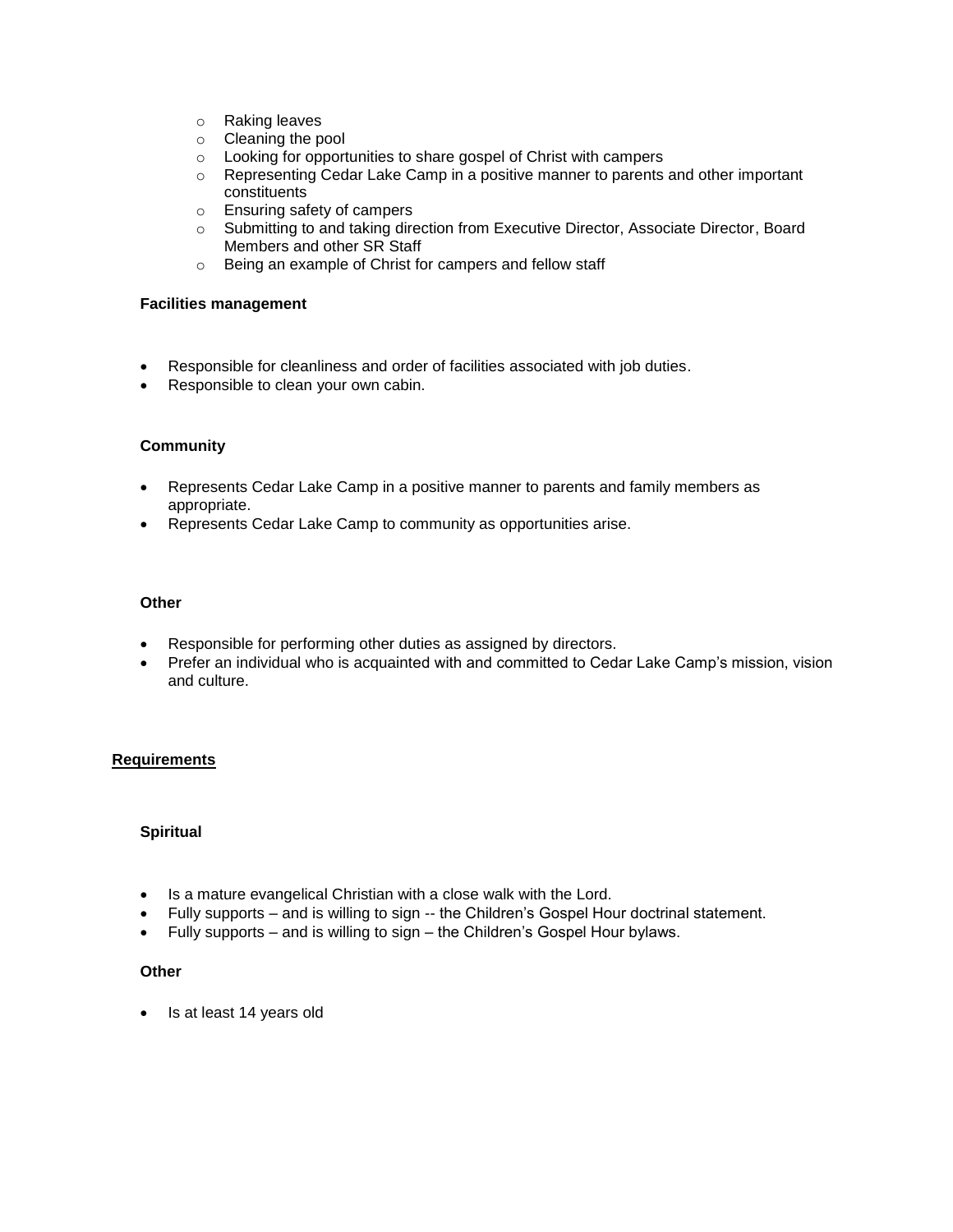- Raking leaves
- Cleaning the pool
- Looking for opportunities to share gospel of Christ with campers
- Representing Cedar Lake Camp in a positive manner to parents and other important constituents
- Ensuring safety of campers
- Submitting to and taking direction from Executive Director, Associate Director, Board Members and other SR Staff
- Being an example of Christ for campers and fellow staff

**Facilities management**

- Responsible for cleanliness and order of facilities associated with job duties.
- Responsible to clean your own cabin.

**Community**

- Represents Cedar Lake Camp in a positive manner to parents and family members as appropriate.
- Represents Cedar Lake Camp to community as opportunities arise.

**Other**

- Responsible for performing other duties as assigned by directors.
- Prefer an individual who is acquainted with and committed to Cedar Lake Camp's mission, vision and culture.

## **Requirements**

**Spiritual**

- Is a mature evangelical Christian with a close walk with the Lord.
- Fully supports – and is willing to sign -- the Children's Gospel Hour doctrinal statement.
- Fully supports – and is willing to sign – the Children's Gospel Hour bylaws.

**Other**

- Is at least 14 years old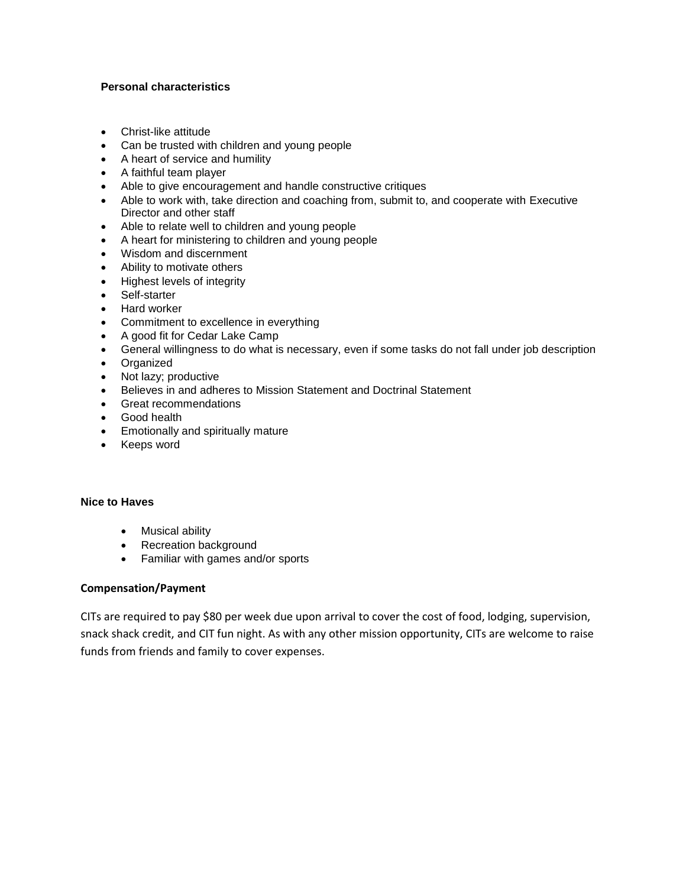**Personal characteristics**

- Christ-like attitude
- Can be trusted with children and young people
- A heart of service and humility
- A faithful team player
- Able to give encouragement and handle constructive critiques
- Able to work with, take direction and coaching from, submit to, and cooperate with Executive Director and other staff
- Able to relate well to children and young people
- A heart for ministering to children and young people
- Wisdom and discernment
- Ability to motivate others
- Highest levels of integrity
- Self-starter
- Hard worker
- Commitment to excellence in everything
- A good fit for Cedar Lake Camp
- General willingness to do what is necessary, even if some tasks do not fall under job description
- Organized
- Not lazy; productive
- Believes in and adheres to Mission Statement and Doctrinal Statement
- Great recommendations
- Good health
- Emotionally and spiritually mature
- Keeps word

**Nice to Haves**

- Musical ability
- Recreation background
- Familiar with games and/or sports

**Compensation/Payment**

CITs are required to pay $80 per week due upon arrival to cover the cost of food, lodging, supervision, snack shack credit, and CIT fun night. As with any other mission opportunity, CITs are welcome to raise funds from friends and family to cover expenses.